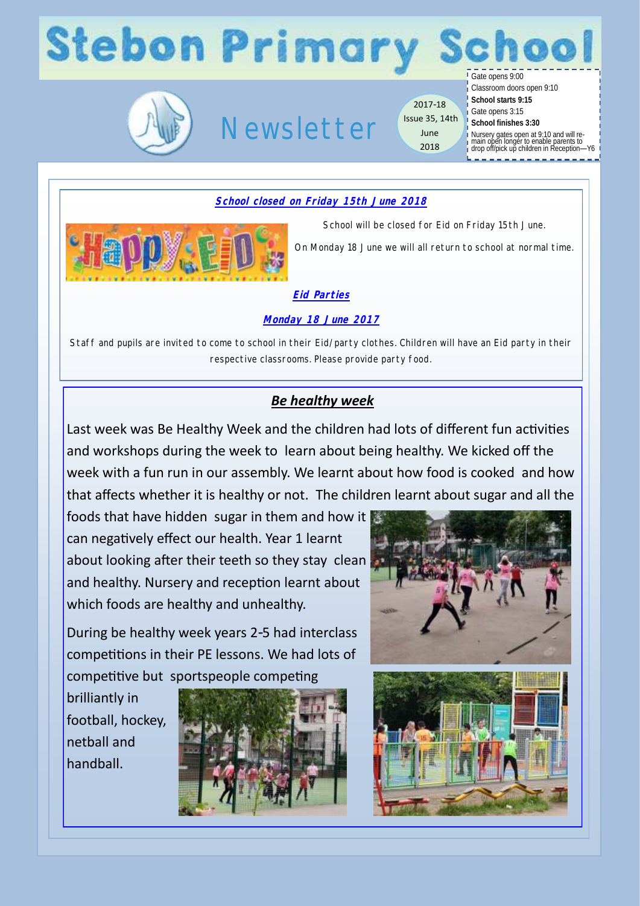# Stebon Primary School

## Newsletter

2017-18
Issue 35, 14th June 2018

Gate opens 9:00
Classroom doors open 9:10
**School starts 9:15**
Gate opens 3:15
**School finishes 3:30**
Nursery gates open at 9:10 and will remain open longer to enable parents to drop off/pick up children in Reception—Y6

### School closed on Friday 15th June 2018

School will be closed for Eid on Friday 15th June.

On Monday 18 June we will all return to school at normal time.

### Eid Parties

### Monday 18 June 2017

Staff and pupils are invited to come to school in their Eid/party clothes. Children will have an Eid party in their respective classrooms. Please provide party food.

### *Be healthy week*

Last week was Be Healthy Week and the children had lots of different fun activities and workshops during the week to learn about being healthy. We kicked off the week with a fun run in our assembly. We learnt about how food is cooked and how that affects whether it is healthy or not. The children learnt about sugar and all the foods that have hidden sugar in them and how it can negatively effect our health. Year 1 learnt about looking after their teeth so they stay clean and healthy. Nursery and reception learnt about which foods are healthy and unhealthy.

During be healthy week years 2-5 had interclass competitions in their PE lessons. We had lots of competitive but sportspeople competing brilliantly in football, hockey, netball and handball.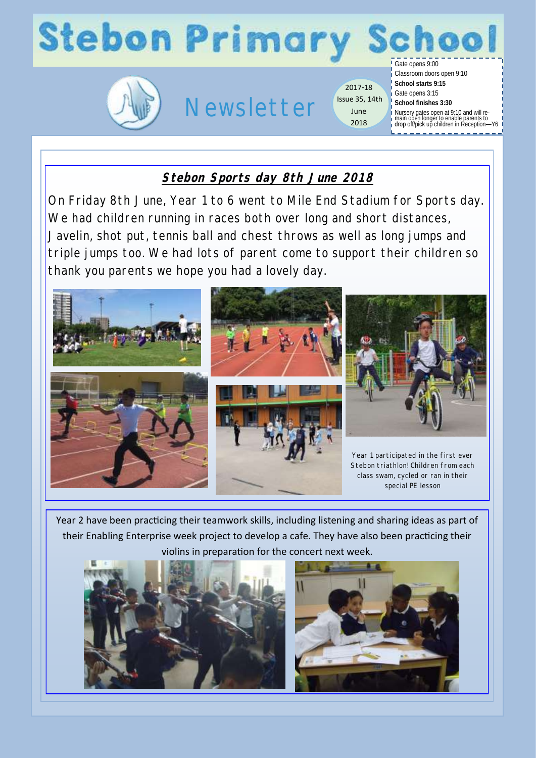# Stebon Primary School

## Newsletter

2017-18
Issue 35, 14th June 2018

Gate opens 9:00
Classroom doors open 9:10
**School starts 9:15**
Gate opens 3:15
**School finishes 3:30**
Nursery gates open at 9:10 and will remain open longer to enable parents to drop off/pick up children in Reception—Y6

### Stebon Sports day 8th June 2018

On Friday 8th June, Year 1 to 6 went to Mile End Stadium for Sports day. We had children running in races both over long and short distances, Javelin, shot put, tennis ball and chest throws as well as long jumps and triple jumps too. We had lots of parent come to support their children so thank you parents we hope you had a lovely day.

Year 1 participated in the first ever Stebon triathlon! Children from each class swam, cycled or ran in their special PE lesson

Year 2 have been practicing their teamwork skills, including listening and sharing ideas as part of their Enabling Enterprise week project to develop a cafe. They have also been practicing their violins in preparation for the concert next week.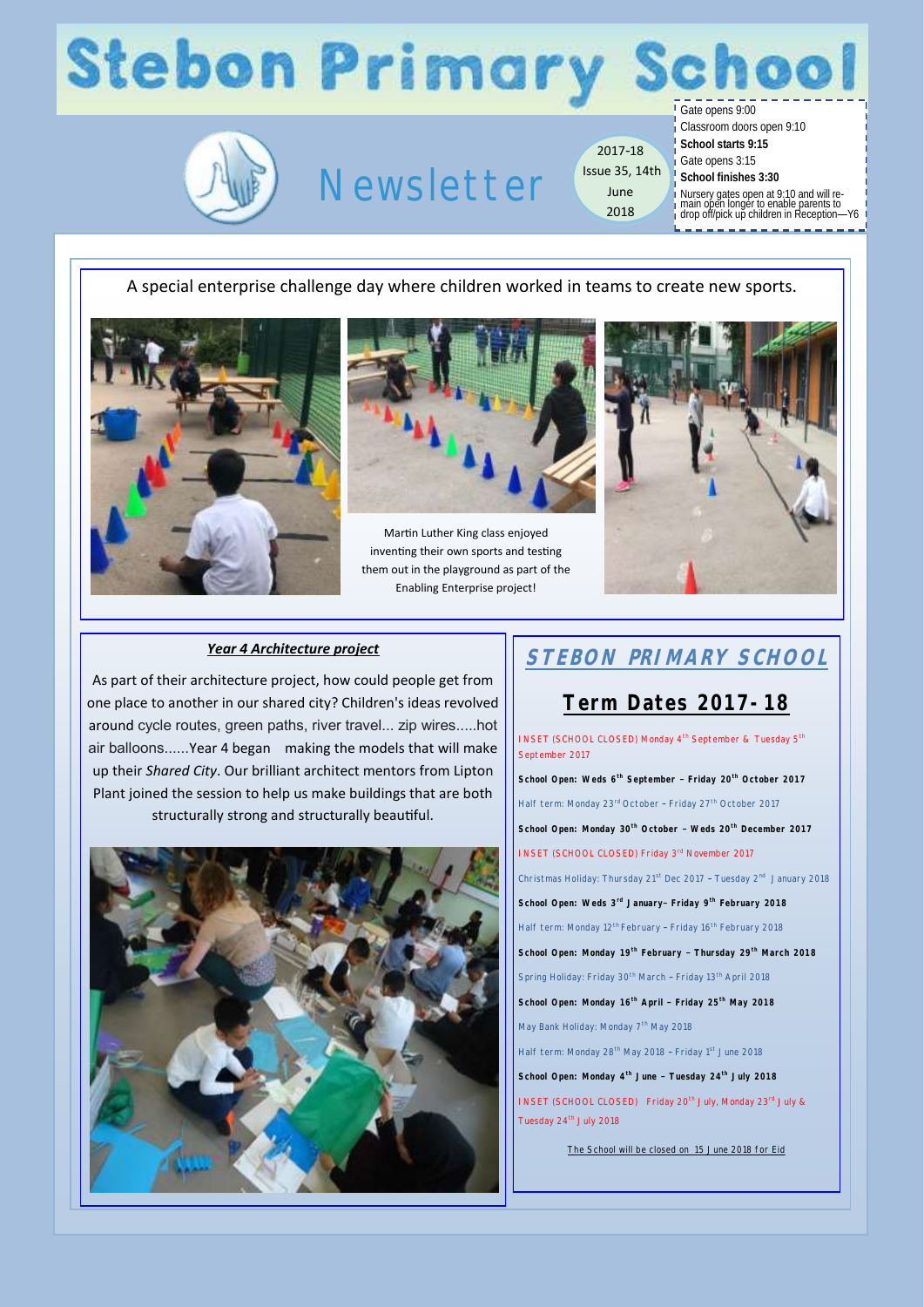# Stebon Primary School

## Newsletter

2017-18
Issue 35, 14th June 2018

Gate opens 9:00
Classroom doors open 9:10
**School starts 9:15**
Gate opens 3:15
**School finishes 3:30**
Nursery gates open at 9:10 and will remain open longer to enable parents to drop off/pick up children in Reception—Y6

A special enterprise challenge day where children worked in teams to create new sports.

Martin Luther King class enjoyed inventing their own sports and testing them out in the playground as part of the Enabling Enterprise project!

### *Year 4 Architecture project*

As part of their architecture project, how could people get from one place to another in our shared city? Children's ideas revolved around cycle routes, green paths, river travel... zip wires.....hot air balloons......Year 4 began making the models that will make up their *Shared City*. Our brilliant architect mentors from Lipton Plant joined the session to help us make buildings that are both structurally strong and structurally beautiful.

## STEBON PRIMARY SCHOOL

## Term Dates 2017-18

INSET (SCHOOL CLOSED) Monday 4th September & Tuesday 5th September 2017

**School Open: Weds 6th September – Friday 20th October 2017**

Half term: Monday 23rd October – Friday 27th October 2017

**School Open: Monday 30th October – Weds 20th December 2017**

INSET (SCHOOL CLOSED) Friday 3rd November 2017

Christmas Holiday: Thursday 21st Dec 2017 – Tuesday 2nd January 2018

**School Open: Weds 3rd January– Friday 9th February 2018**

Half term: Monday 12th February – Friday 16th February 2018

**School Open: Monday 19th February – Thursday 29th March 2018**

Spring Holiday: Friday 30th March – Friday 13th April 2018

**School Open: Monday 16th April – Friday 25th May 2018**

May Bank Holiday: Monday 7th May 2018

Half term: Monday 28th May 2018 – Friday 1st June 2018

**School Open: Monday 4th June – Tuesday 24th July 2018**

INSET (SCHOOL CLOSED) Friday 20th July, Monday 23rd July & Tuesday 24th July 2018

<u>The School will be closed on 15 June 2018 for Eid</u>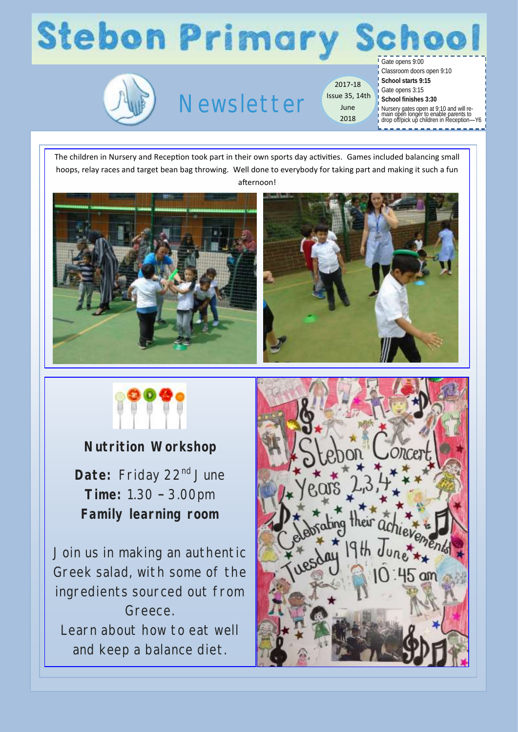# Stebon Primary School

## Newsletter

2017-18 Issue 35, 14th June 2018

Gate opens 9:00
Classroom doors open 9:10
**School starts 9:15**
Gate opens 3:15
**School finishes 3:30**
Nursery gates open at 9:10 and will remain open longer to enable parents to drop off/pick up children in Reception—Y6

The children in Nursery and Reception took part in their own sports day activities. Games included balancing small hoops, relay races and target bean bag throwing. Well done to everybody for taking part and making it such a fun afternoon!

### Nutrition Workshop

**Date:** Friday 22nd June
**Time:** 1.30 – 3.00pm
**Family learning room**

Join us in making an authentic Greek salad, with some of the ingredients sourced out from Greece.
Learn about how to eat well and keep a balance diet.

Stebon Concert
Years 2,3,4
Celebrating their achievements
Tuesday 19th June
10:45 am